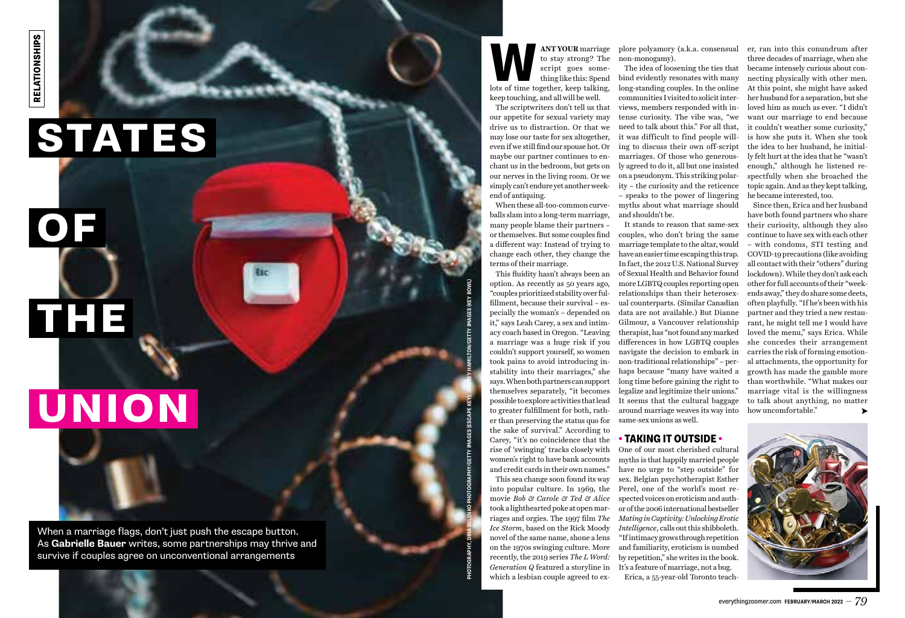# STATES OF THE UNION

When a marriage flags, don't just push the escape button. As **Gabrielle Bauer** writes, some partnerships may thrive and survive if couples agree on unconventional arrangements

PHOTOGRAPHY, DINA BELENKO PHOTOGRAPHY/GETTY IMAGES (ESCAPE KEY); JEFFREY HAMILTON/GETTY IMAGES (KEY BOWL)

**WANT YOUR** marriage to stay strong? The script goes something like this: Spend lots of time together, keep talking, keep touching, and all will be well.

The scriptwriters don't tell us that our appetite for sexual variety may drive us to distraction. Or that we may lose our taste for sex altogether, even if we still find our spouse hot. Or maybe our partner continues to enchant us in the bedroom, but gets on our nerves in the living room. Or we simply can't endure yet another weekend of antiquing.

When these all-too-common curveballs slam into a long-term marriage, many people blame their partners – or themselves. But some couples find a different way: Instead of trying to change each other, they change the terms of their marriage.

This fluidity hasn't always been an option. As recently as 50 years ago, "couples prioritized stability over fulfillment, because their survival – especially the woman's – depended on it," says Leah Carey, a sex and intimacy coach based in Oregon. "Leaving a marriage was a huge risk if you couldn't support yourself, so women took pains to avoid introducing instability into their marriages," she says. When both partners can support themselves separately, "it becomes possible to explore activities that lead to greater fulfillment for both, rather than preserving the status quo for the sake of survival." According to Carey, "it's no coincidence that the rise of 'swinging' tracks closely with women's right to have bank accounts and credit cards in their own names."

This sea change soon found its way into popular culture. In 1969, the movie *Bob & Carole & Ted & Alice* took a lighthearted poke at open marriages and orgies. The 1997 film *The Ice Storm*, based on the Rick Moody novel of the same name, shone a lens on the 1970s swinging culture. More recently, the 2019 series *The L Word: Generation Q* featured a storyline in which a lesbian couple agreed to explore polyamory (a.k.a. consensual non-monogamy).

The idea of loosening the ties that bind evidently resonates with many long-standing couples. In the online communities I visited to solicit interviews, members responded with intense curiosity. The vibe was, "we need to talk about this." For all that, it was difficult to find people willing to discuss their own off-script marriages. Of those who generously agreed to do it, all but one insisted on a pseudonym. This striking polarity – the curiosity and the reticence – speaks to the power of lingering myths about what marriage should and shouldn't be.

It stands to reason that same-sex couples, who don't bring the same marriage template to the altar, would have an easier time escaping this trap. In fact, the 2012 U.S. National Survey of Sexual Health and Behavior found more LGBTQ couples reporting open relationships than their heterosexual counterparts. (Similar Canadian data are not available.) But Dianne Gilmour, a Vancouver relationship therapist, has "not found any marked differences in how LGBTQ couples navigate the decision to embark in non-traditional relationships" – perhaps because "many have waited a long time before gaining the right to legalize and legitimize their unions." It seems that the cultural baggage around marriage weaves its way into same-sex unions as well.

## • TAKING IT OUTSIDE •

One of our most cherished cultural myths is that happily married people have no urge to "step outside" for sex. Belgian psychotherapist Esther Perel, one of the world's most respected voices on eroticism and author of the 2006 international bestseller *Mating in Captivity: Unlocking Erotic Intelligence*, calls out this shibboleth. "If intimacy grows through repetition and familiarity, eroticism is numbed by repetition," she writes in the book. It's a feature of marriage, not a bug.

Erica, a 55-year-old Toronto teacher, ran into this conundrum after three decades of marriage, when she became intensely curious about connecting physically with other men. At this point, she might have asked her husband for a separation, but she loved him as much as ever. "I didn't want our marriage to end because it couldn't weather some curiosity," is how she puts it. When she took the idea to her husband, he initially felt hurt at the idea that he "wasn't enough," although he listened respectfully when she broached the topic again. And as they kept talking, he became interested, too.

Since then, Erica and her husband have both found partners who share their curiosity, although they also continue to have sex with each other – with condoms, STI testing and COVID-19 precautions (like avoiding all contact with their "others" during lockdown). While they don't ask each other for full accounts of their "weekends away," they do share some deets, often playfully. "If he's been with his partner and they tried a new restaurant, he might tell me I would have loved the menu," says Erica. While she concedes their arrangement carries the risk of forming emotional attachments, the opportunity for growth has made the gamble more than worthwhile. "What makes our marriage vital is the willingness to talk about anything, no matter how uncomfortable." ➤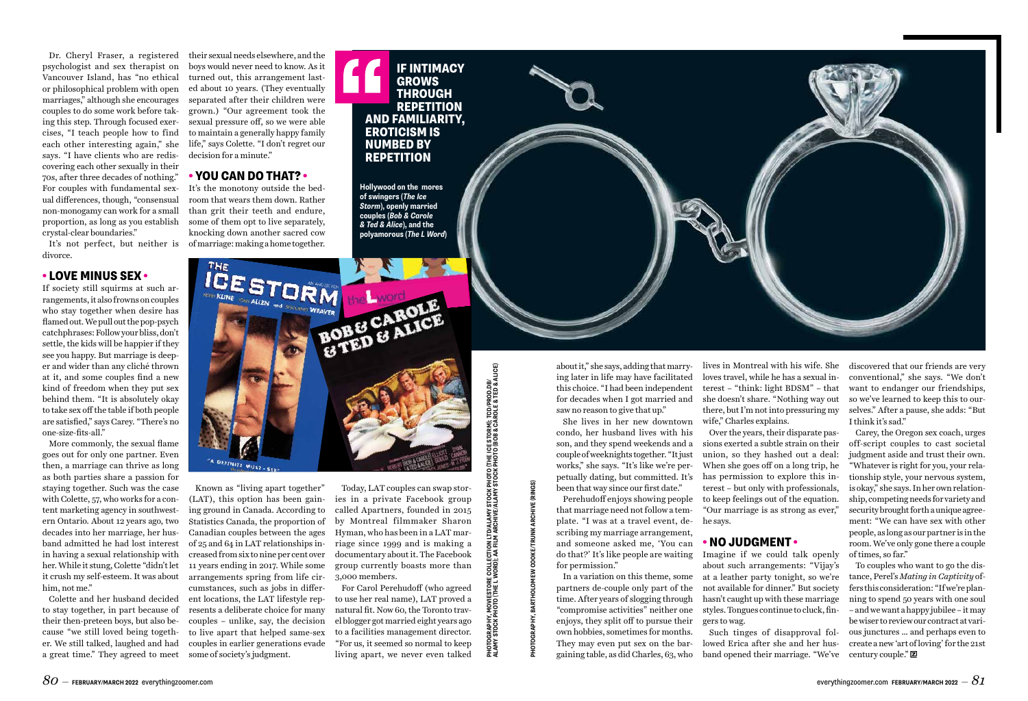Dr. Cheryl Fraser, a registered psychologist and sex therapist on Vancouver Island, has "no ethical or philosophical problem with open marriages," although she encourages couples to do some work before taking this step. Through focused exercises, "I teach people how to find each other interesting again," she says. "I have clients who are rediscovering each other sexually in their 70s, after three decades of nothing." For couples with fundamental sexual differences, though, "consensual non-monogamy can work for a small proportion, as long as you establish crystal-clear boundaries."

It's not perfect, but neither is divorce.

## • LOVE MINUS SEX •

If society still squirms at such arrangements, it also frowns on couples who stay together when desire has flamed out. We pull out the pop-psych catchphrases: Follow your bliss, don't settle, the kids will be happier if they see you happy. But marriage is deeper and wider than any cliché thrown at it, and some couples find a new kind of freedom when they put sex behind them. "It is absolutely okay to take sex off the table if both people are satisfied," says Carey. "There's no one-size-fits-all."

More commonly, the sexual flame goes out for only one partner. Even then, a marriage can thrive as long as both parties share a passion for staying together. Such was the case with Colette, 57, who works for a content marketing agency in southwestern Ontario. About 12 years ago, two decades into her marriage, her husband admitted he had lost interest in having a sexual relationship with her. While it stung, Colette "didn't let it crush my self-esteem. It was about him, not me."

Colette and her husband decided to stay together, in part because of their then-preteen boys, but also because "we still loved being together. We still talked, laughed and had a great time." They agreed to meet their sexual needs elsewhere, and the boys would never need to know. As it turned out, this arrangement lasted about 10 years. (They eventually separated after their children were grown.) "Our agreement took the sexual pressure off, so we were able to maintain a generally happy family life," says Colette. "I don't regret our decision for a minute."

## • YOU CAN DO THAT? •

It's the monotony outside the bedroom that wears them down. Rather than grit their teeth and endure, some of them opt to live separately, knocking down another sacred cow of marriage: making a home together.

> **IF INTIMACY GROWS THROUGH REPETITION AND FAMILIARITY, EROTICISM IS NUMBED BY REPETITION**

**Hollywood on the mores of swingers (*The Ice Storm*), openly married couples (*Bob & Carole & Ted & Alice*), and the polyamorous (*The L Word*)**

Known as "living apart together" (LAT), this option has been gaining ground in Canada. According to Statistics Canada, the proportion of Canadian couples between the ages of 25 and 64 in LAT relationships increased from six to nine per cent over 11 years ending in 2017. While some arrangements spring from life circumstances, such as jobs in different locations, the LAT lifestyle represents a deliberate choice for many couples – unlike, say, the decision to live apart that helped same-sex couples in earlier generations evade some of society's judgment.

Today, LAT couples can swap stories in a private Facebook group called Apartners, founded in 2015 by Montreal filmmaker Sharon Hyman, who has been in a LAT marriage since 1999 and is making a documentary about it. The Facebook group currently boasts more than 3,000 members.

For Carol Perehudoff (who agreed to use her real name), LAT proved a natural fit. Now 60, the Toronto travel blogger got married eight years ago to a facilities management director. "For us, it seemed so normal to keep living apart, we never even talked about it," she says, adding that marrying later in life may have facilitated this choice. "I had been independent for decades when I got married and saw no reason to give that up."

She lives in her new downtown condo, her husband lives with his son, and they spend weekends and a couple of weeknights together. "It just works," she says. "It's like we're perpetually dating, but committed. It's been that way since our first date."

Perehudoff enjoys showing people that marriage need not follow a template. "I was at a travel event, describing my marriage arrangement, and someone asked me, 'You can do that?' It's like people are waiting for permission."

In a variation on this theme, some partners de-couple only part of the time. After years of slogging through "compromise activities" neither one enjoys, they split off to pursue their own hobbies, sometimes for months. They may even put sex on the bargaining table, as did Charles, 63, who lives in Montreal with his wife. She loves travel, while he has a sexual interest – "think: light BDSM" – that she doesn't share. "Nothing way out there, but I'm not into pressuring my wife," Charles explains.

Over the years, their disparate passions exerted a subtle strain on their union, so they hashed out a deal: When she goes off on a long trip, he has permission to explore this interest – but only with professionals, to keep feelings out of the equation. "Our marriage is as strong as ever," he says.

## • NO JUDGMENT •

Imagine if we could talk openly about such arrangements: "Vijay's at a leather party tonight, so we're not available for dinner." But society hasn't caught up with these marriage styles. Tongues continue to cluck, fingers to wag.

Such tinges of disapproval followed Erica after she and her husband opened their marriage. "We've discovered that our friends are very conventional," she says. "We don't want to endanger our friendships, so we've learned to keep this to ourselves." After a pause, she adds: "But I think it's sad."

Carey, the Oregon sex coach, urges off-script couples to cast societal judgment aside and trust their own. "Whatever is right for you, your relationship style, your nervous system, is okay," she says. In her own relationship, competing needs for variety and security brought forth a unique agreement: "We can have sex with other people, as long as our partner is in the room. We've only gone there a couple of times, so far."

To couples who want to go the distance, Perel's *Mating in Captivity* offers this consideration: "If we're planning to spend 50 years with one soul – and we want a happy jubilee – it may be wiser to review our contract at various junctures ... and perhaps even to create a new 'art of loving' for the 21st century couple."

PHOTOGRAPHY, MOVIESTORE COLLECTION LTD/ALAMY STOCK PHOTO (THE ICE STORM); TCD/PROD.DB/ALAMY STOCK PHOTO (THE L WORD); AA FILM ARCHIVE/ALAMY STOCK PHOTO (BOB & CAROLE & TED & ALICE)

PHOTOGRAPHY, BARTHOLOMEW COOKE/TRUNK ARCHIVE (RINGS)